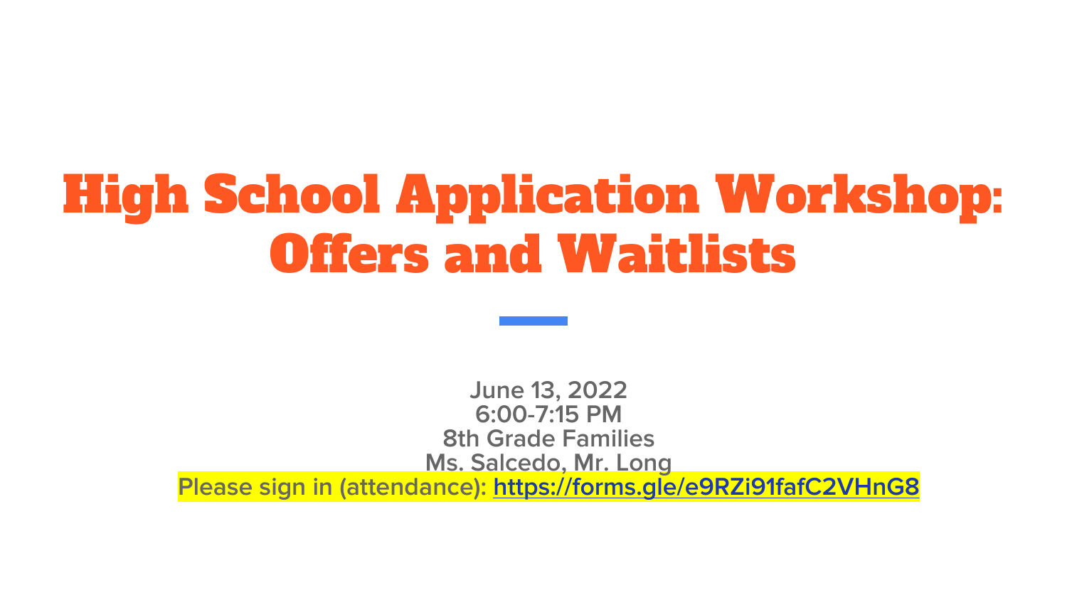# High School Application Workshop: Offers and Waitlists

**June 13, 2022**
**6:00-7:15 PM**
**8th Grade Families**
**Ms. Salcedo, Mr. Long**
**Please sign in (attendance): https://forms.gle/e9RZi91fafC2VHnG8**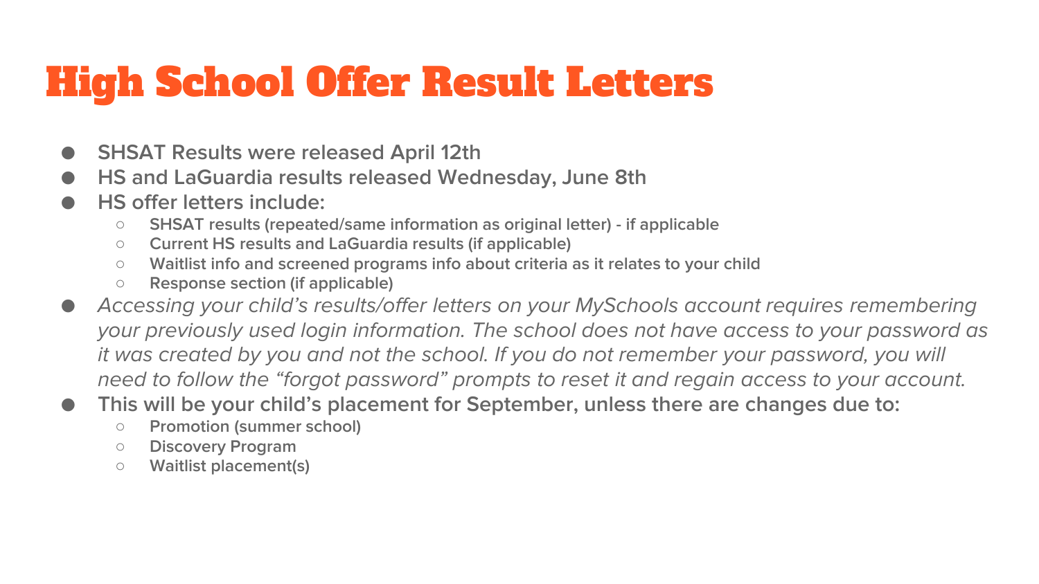# High School Offer Result Letters

- SHSAT Results were released April 12th
- HS and LaGuardia results released Wednesday, June 8th
- HS offer letters include:
  - SHSAT results (repeated/same information as original letter) - if applicable
  - Current HS results and LaGuardia results (if applicable)
  - Waitlist info and screened programs info about criteria as it relates to your child
  - Response section (if applicable)
- *Accessing your child's results/offer letters on your MySchools account requires remembering your previously used login information. The school does not have access to your password as it was created by you and not the school. If you do not remember your password, you will need to follow the "forgot password" prompts to reset it and regain access to your account.*
- This will be your child's placement for September, unless there are changes due to:
  - Promotion (summer school)
  - Discovery Program
  - Waitlist placement(s)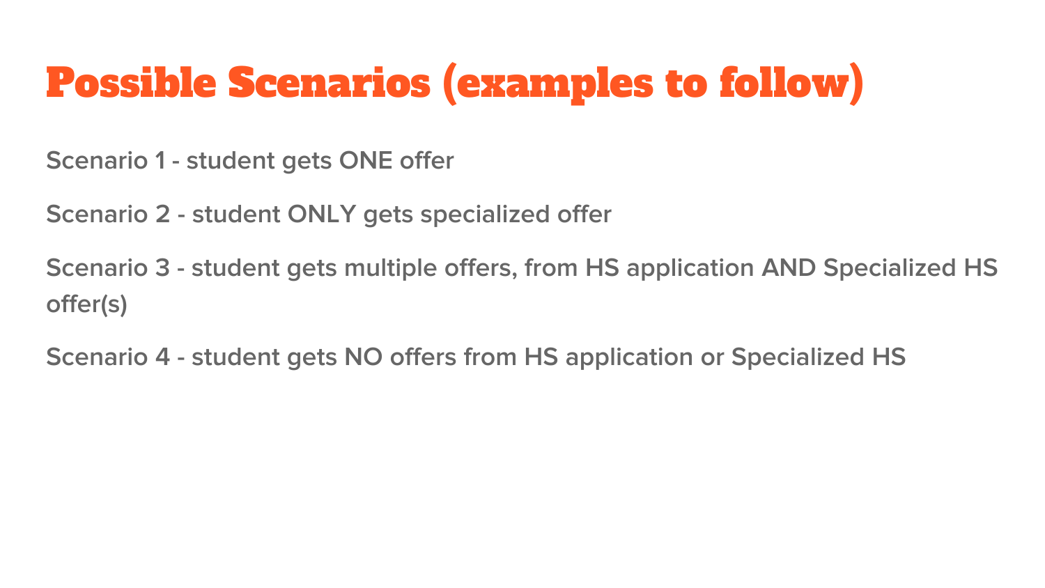# Possible Scenarios (examples to follow)

Scenario 1 - student gets ONE offer

Scenario 2 - student ONLY gets specialized offer

Scenario 3 - student gets multiple offers, from HS application AND Specialized HS offer(s)

Scenario 4 - student gets NO offers from HS application or Specialized HS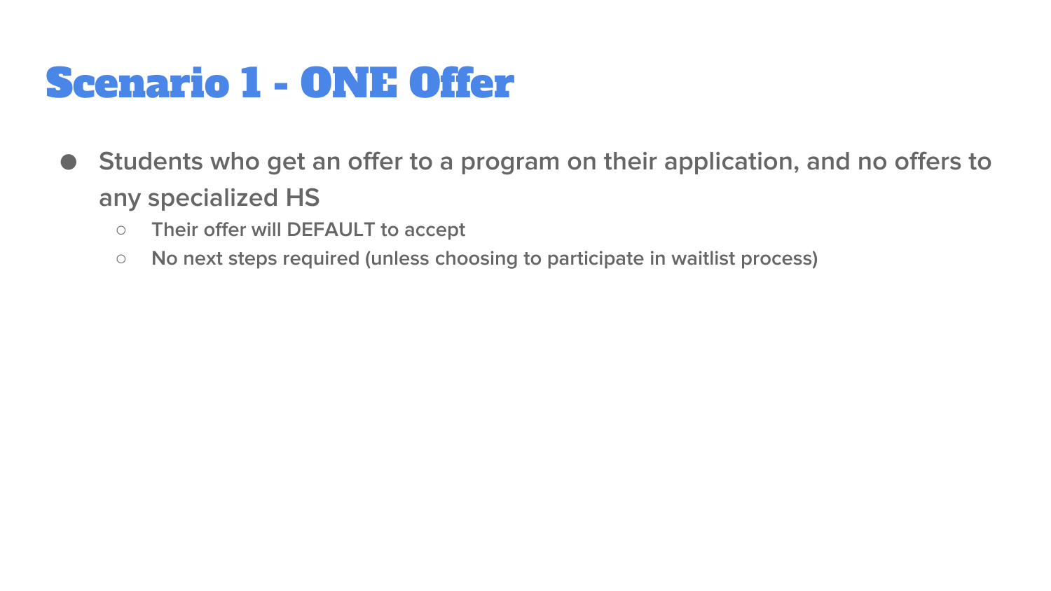# Scenario 1 - ONE Offer

- Students who get an offer to a program on their application, and no offers to any specialized HS
  - Their offer will DEFAULT to accept
  - No next steps required (unless choosing to participate in waitlist process)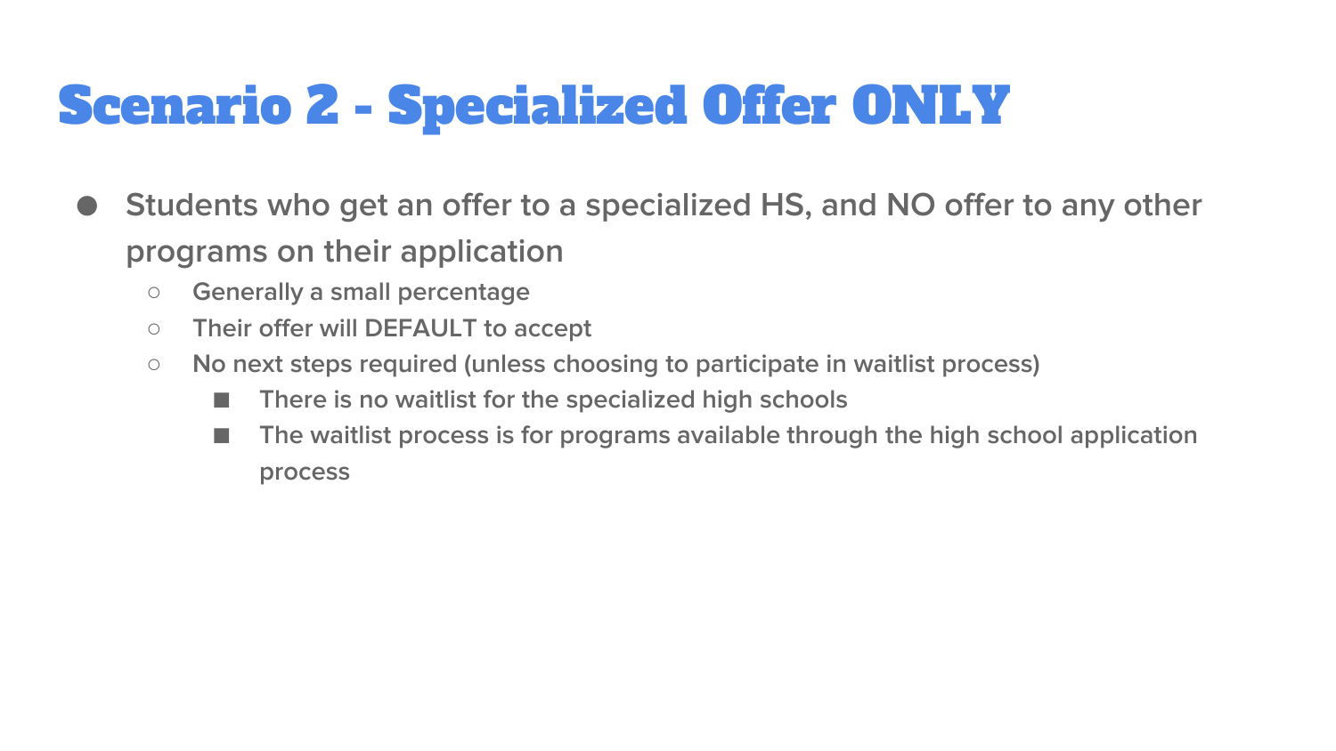# Scenario 2 - Specialized Offer ONLY

- Students who get an offer to a specialized HS, and NO offer to any other programs on their application
  - Generally a small percentage
  - Their offer will DEFAULT to accept
  - No next steps required (unless choosing to participate in waitlist process)
    - There is no waitlist for the specialized high schools
    - The waitlist process is for programs available through the high school application process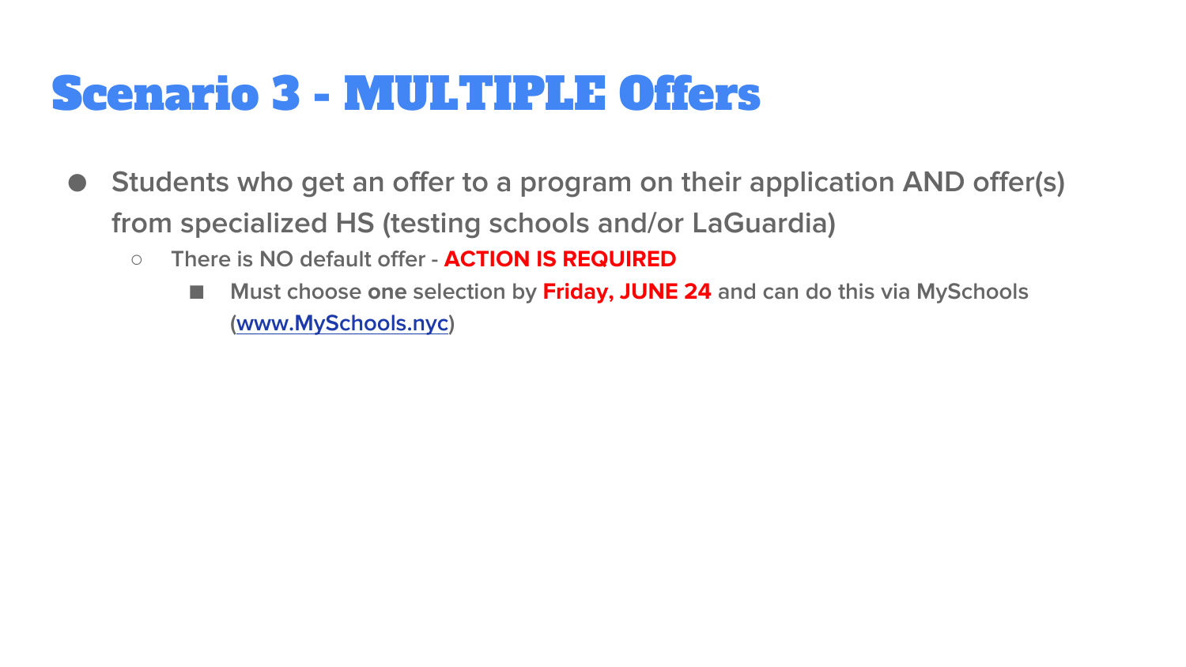# Scenario 3 - MULTIPLE Offers

- Students who get an offer to a program on their application AND offer(s) from specialized HS (testing schools and/or LaGuardia)
  - There is NO default offer - **ACTION IS REQUIRED**
    - Must choose **one** selection by **Friday, JUNE 24** and can do this via MySchools ([www.MySchools.nyc](http://www.MySchools.nyc))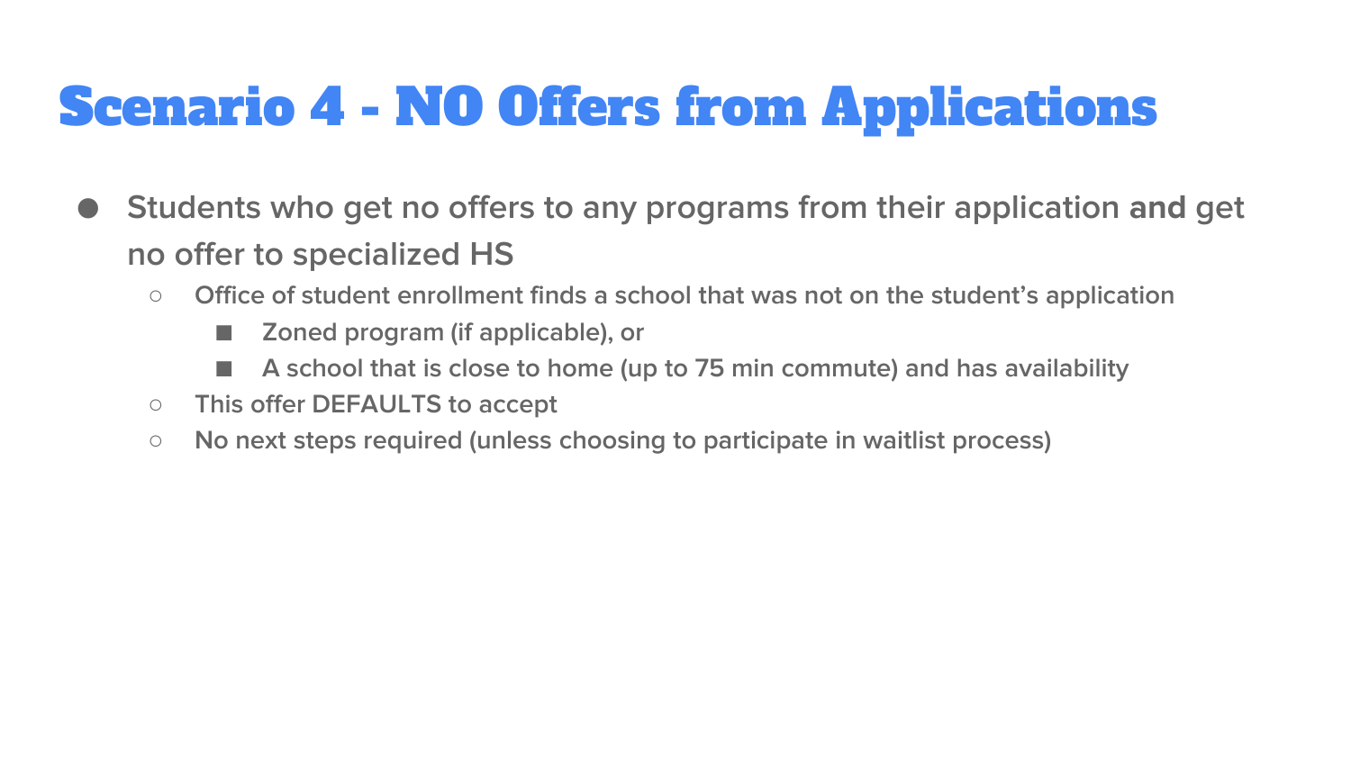# Scenario 4 - NO Offers from Applications

- Students who get no offers to any programs from their application **and** get no offer to specialized HS
  - Office of student enrollment finds a school that was not on the student's application
    - Zoned program (if applicable), or
    - A school that is close to home (up to 75 min commute) and has availability
  - This offer DEFAULTS to accept
  - No next steps required (unless choosing to participate in waitlist process)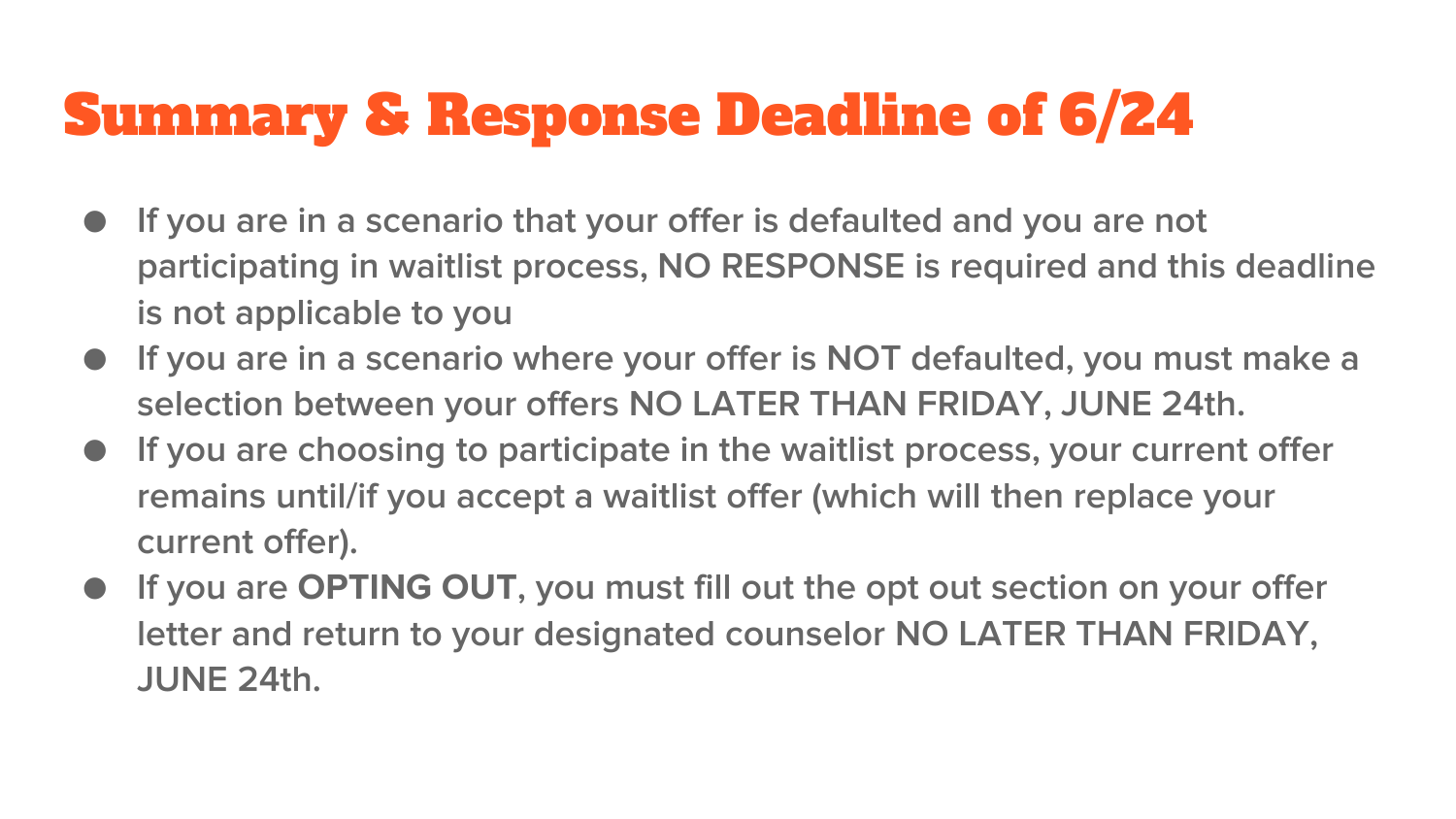# Summary & Response Deadline of 6/24

- If you are in a scenario that your offer is defaulted and you are not participating in waitlist process, NO RESPONSE is required and this deadline is not applicable to you
- If you are in a scenario where your offer is NOT defaulted, you must make a selection between your offers NO LATER THAN FRIDAY, JUNE 24th.
- If you are choosing to participate in the waitlist process, your current offer remains until/if you accept a waitlist offer (which will then replace your current offer).
- If you are **OPTING OUT**, you must fill out the opt out section on your offer letter and return to your designated counselor NO LATER THAN FRIDAY, JUNE 24th.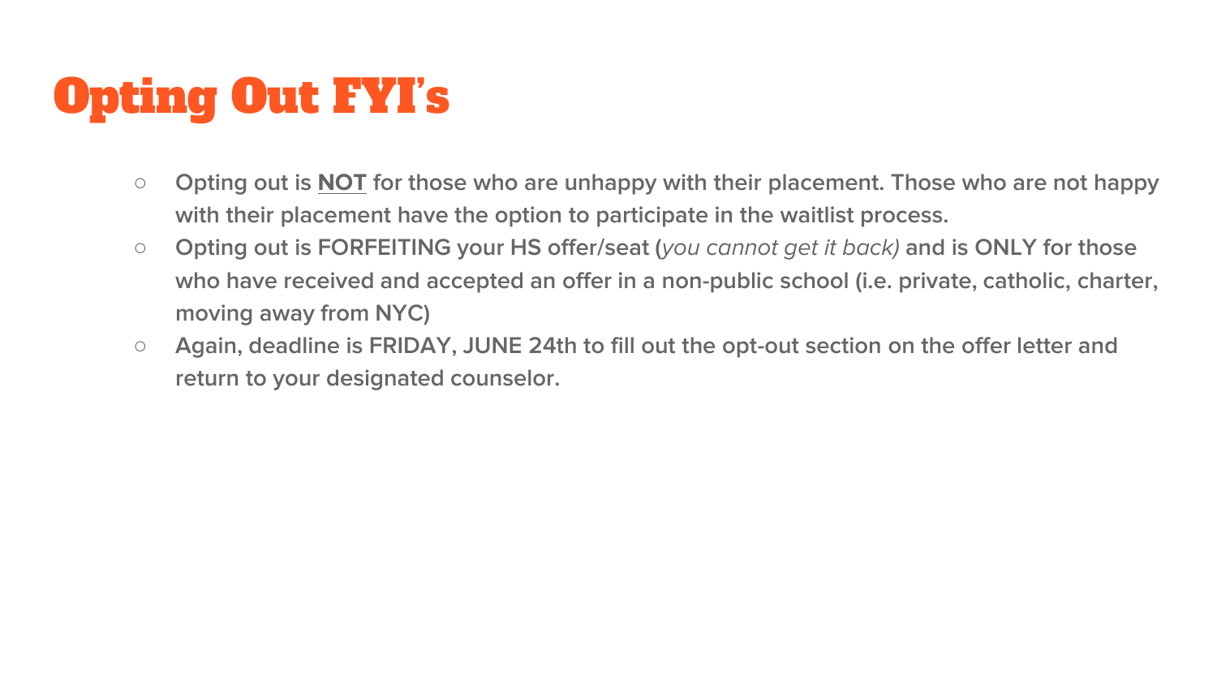# Opting Out FYI's

- Opting out is <u>**NOT**</u> for those who are unhappy with their placement. Those who are not happy with their placement have the option to participate in the waitlist process.
- Opting out is FORFEITING your HS offer/seat (*you cannot get it back)* and is ONLY for those who have received and accepted an offer in a non-public school (i.e. private, catholic, charter, moving away from NYC)
- Again, deadline is FRIDAY, JUNE 24th to fill out the opt-out section on the offer letter and return to your designated counselor.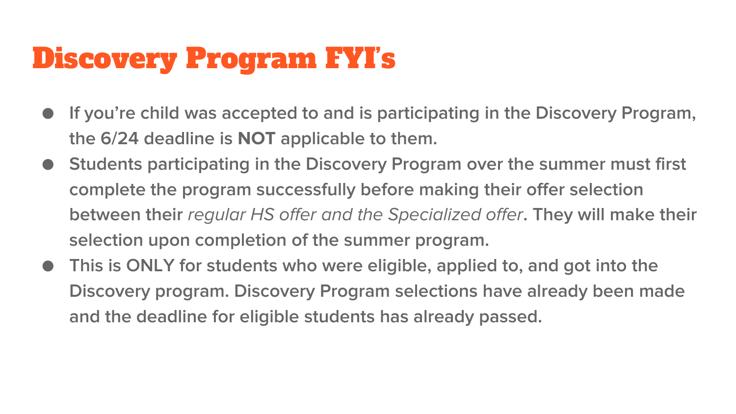# Discovery Program FYI's

- If you're child was accepted to and is participating in the Discovery Program, the 6/24 deadline is **NOT** applicable to them.
- Students participating in the Discovery Program over the summer must first complete the program successfully before making their offer selection between their *regular HS offer and the Specialized offer*. They will make their selection upon completion of the summer program.
- This is ONLY for students who were eligible, applied to, and got into the Discovery program. Discovery Program selections have already been made and the deadline for eligible students has already passed.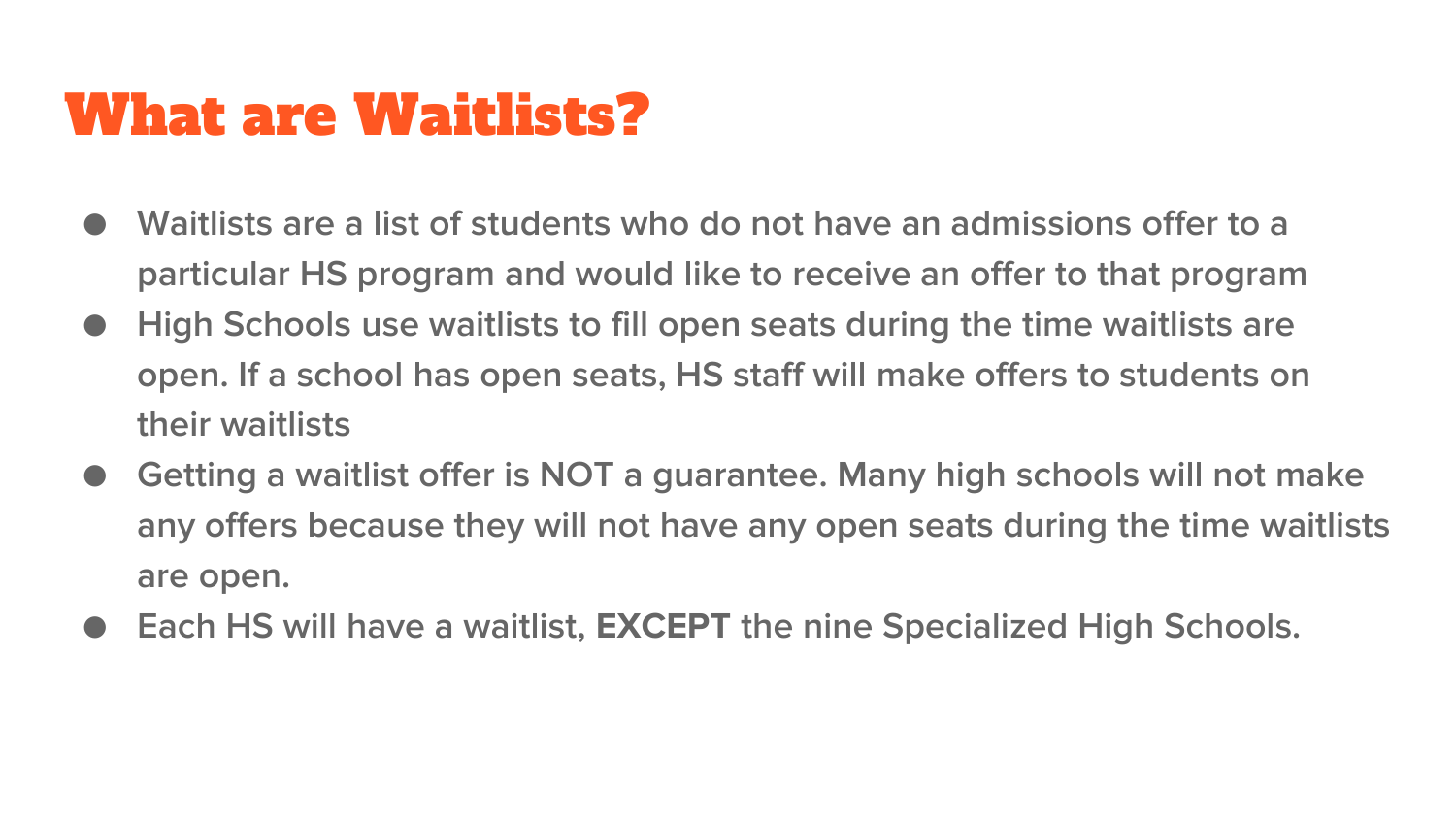# What are Waitlists?

- Waitlists are a list of students who do not have an admissions offer to a particular HS program and would like to receive an offer to that program
- High Schools use waitlists to fill open seats during the time waitlists are open. If a school has open seats, HS staff will make offers to students on their waitlists
- Getting a waitlist offer is NOT a guarantee. Many high schools will not make any offers because they will not have any open seats during the time waitlists are open.
- Each HS will have a waitlist, **EXCEPT** the nine Specialized High Schools.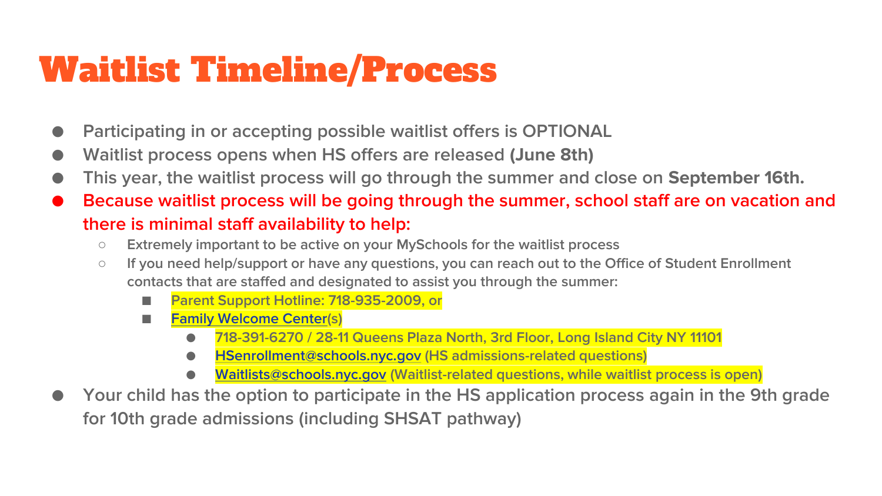# Waitlist Timeline/Process

- Participating in or accepting possible waitlist offers is OPTIONAL
- Waitlist process opens when HS offers are released **(June 8th)**
- This year, the waitlist process will go through the summer and close on **September 16th.**
- Because waitlist process will be going through the summer, school staff are on vacation and there is minimal staff availability to help:
  - Extremely important to be active on your MySchools for the waitlist process
  - If you need help/support or have any questions, you can reach out to the Office of Student Enrollment contacts that are staffed and designated to assist you through the summer:
    - Parent Support Hotline: 718-935-2009, or
    - Family Welcome Center(s)
      - 718-391-6270 / 28-11 Queens Plaza North, 3rd Floor, Long Island City NY 11101
      - HSenrollment@schools.nyc.gov (HS admissions-related questions)
      - Waitlists@schools.nyc.gov (Waitlist-related questions, while waitlist process is open)
- Your child has the option to participate in the HS application process again in the 9th grade for 10th grade admissions (including SHSAT pathway)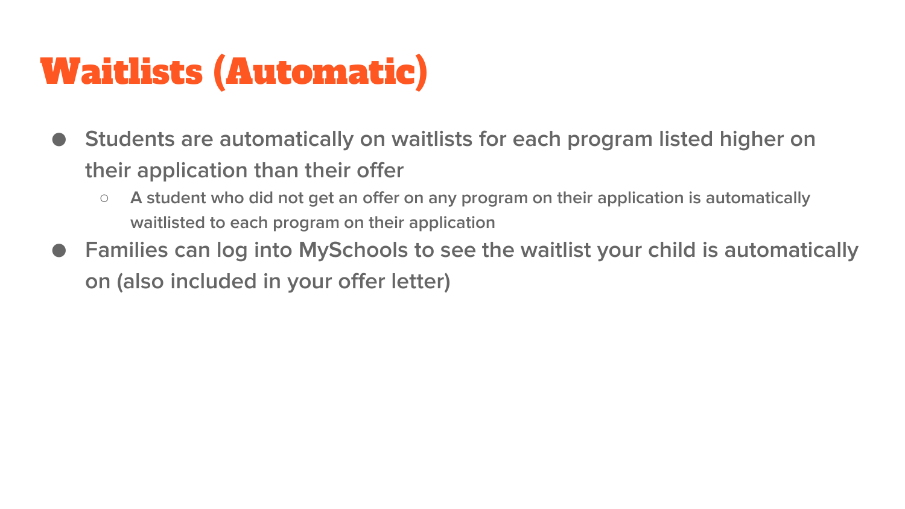# Waitlists (Automatic)

- Students are automatically on waitlists for each program listed higher on their application than their offer
  - A student who did not get an offer on any program on their application is automatically waitlisted to each program on their application
- Families can log into MySchools to see the waitlist your child is automatically on (also included in your offer letter)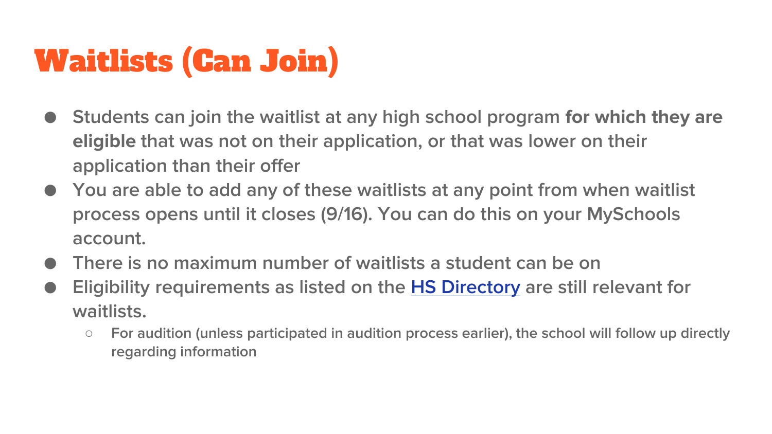# Waitlists (Can Join)

- Students can join the waitlist at any high school program **for which they are eligible** that was not on their application, or that was lower on their application than their offer
- You are able to add any of these waitlists at any point from when waitlist process opens until it closes (9/16). You can do this on your MySchools account.
- There is no maximum number of waitlists a student can be on
- Eligibility requirements as listed on the [HS Directory]() are still relevant for waitlists.
  - For audition (unless participated in audition process earlier), the school will follow up directly regarding information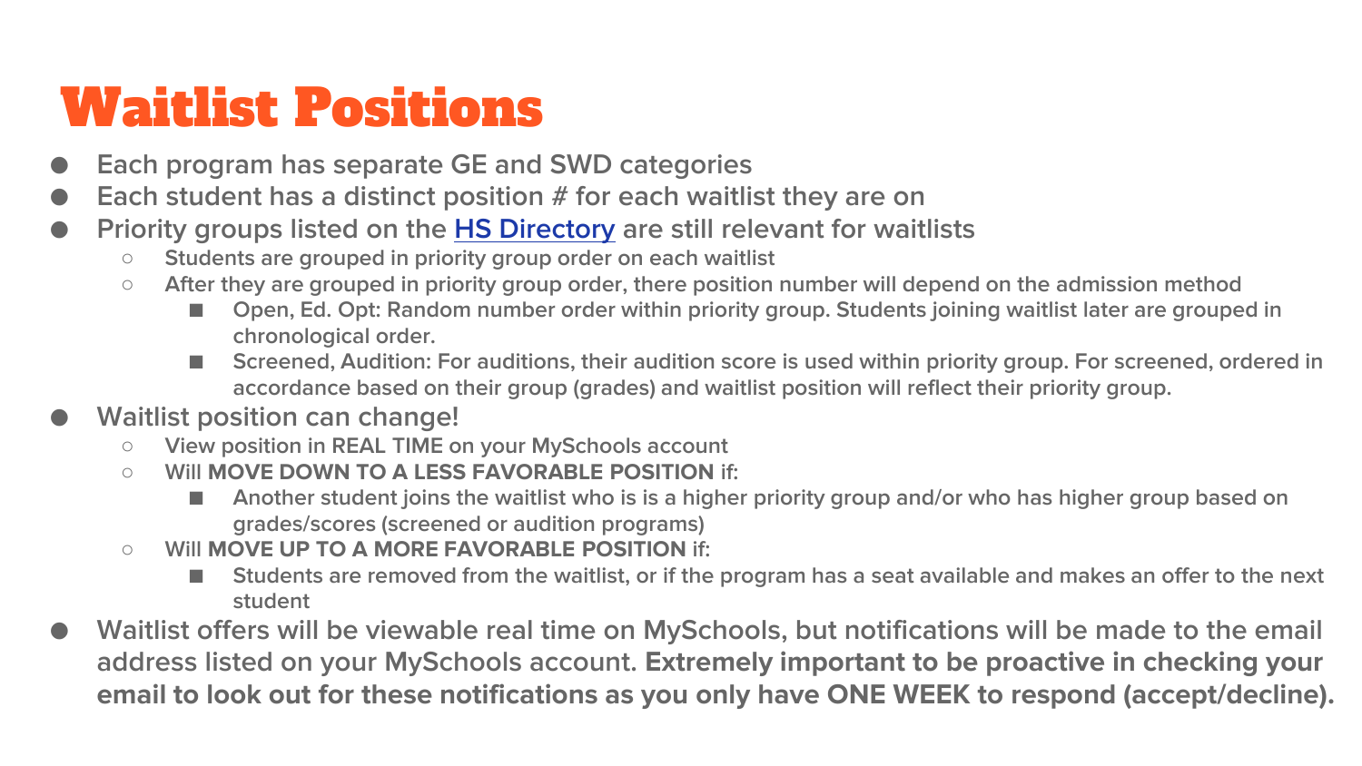# Waitlist Positions

- Each program has separate GE and SWD categories
- Each student has a distinct position # for each waitlist they are on
- Priority groups listed on the [HS Directory](HS Directory) are still relevant for waitlists
  - Students are grouped in priority group order on each waitlist
  - After they are grouped in priority group order, there position number will depend on the admission method
    - Open, Ed. Opt: Random number order within priority group. Students joining waitlist later are grouped in chronological order.
    - Screened, Audition: For auditions, their audition score is used within priority group. For screened, ordered in accordance based on their group (grades) and waitlist position will reflect their priority group.
- Waitlist position can change!
  - View position in REAL TIME on your MySchools account
  - Will **MOVE DOWN TO A LESS FAVORABLE POSITION** if:
    - Another student joins the waitlist who is is a higher priority group and/or who has higher group based on grades/scores (screened or audition programs)
  - Will **MOVE UP TO A MORE FAVORABLE POSITION** if:
    - Students are removed from the waitlist, or if the program has a seat available and makes an offer to the next student
- Waitlist offers will be viewable real time on MySchools, but notifications will be made to the email address listed on your MySchools account. **Extremely important to be proactive in checking your email to look out for these notifications as you only have ONE WEEK to respond (accept/decline).**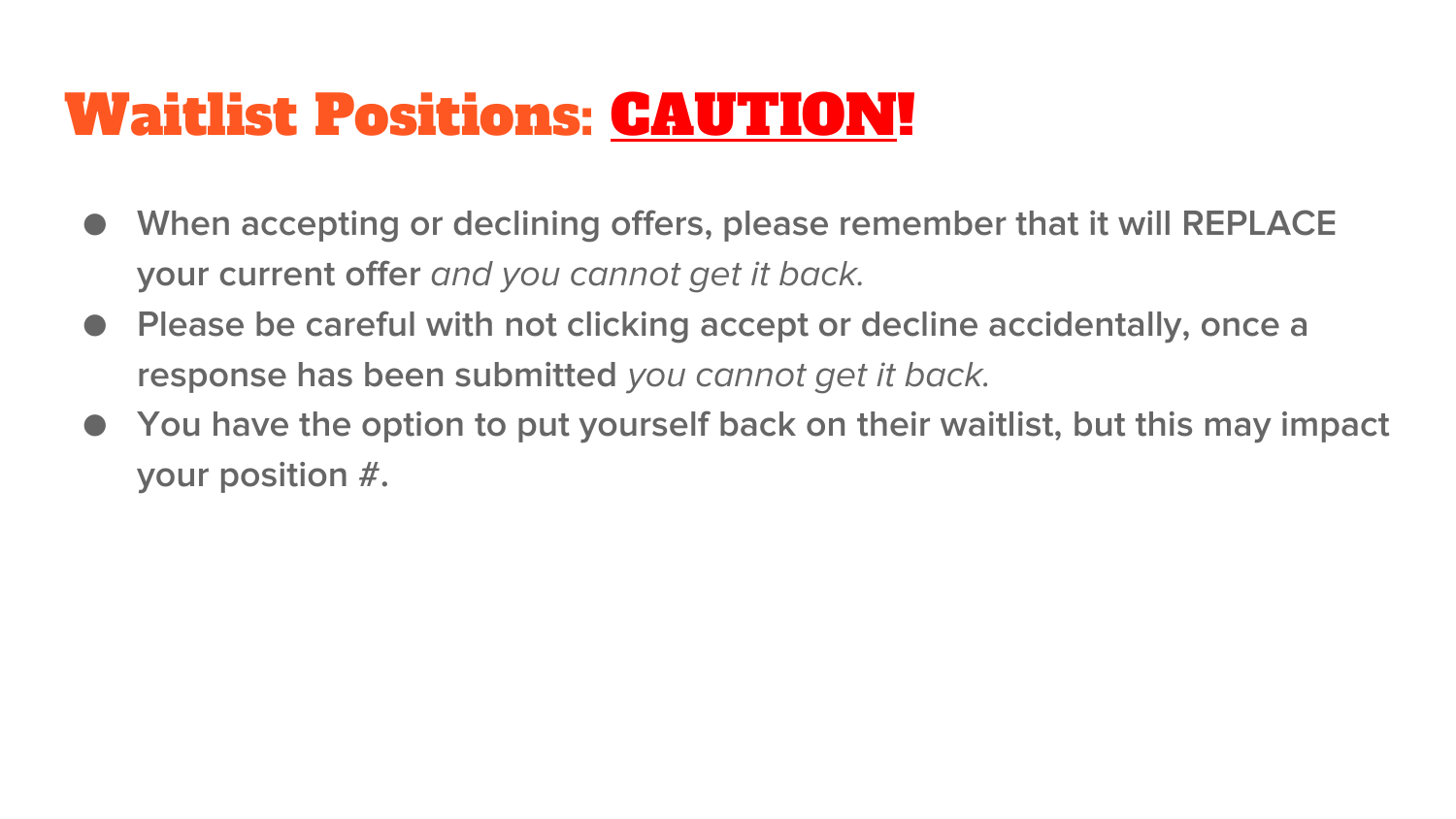# Waitlist Positions: <u>CAUTION</u>!

- **When accepting or declining offers, please remember that it will REPLACE your current offer** *and you cannot get it back.*
- **Please be careful with not clicking accept or decline accidentally, once a response has been submitted** *you cannot get it back.*
- **You have the option to put yourself back on their waitlist, but this may impact your position #.**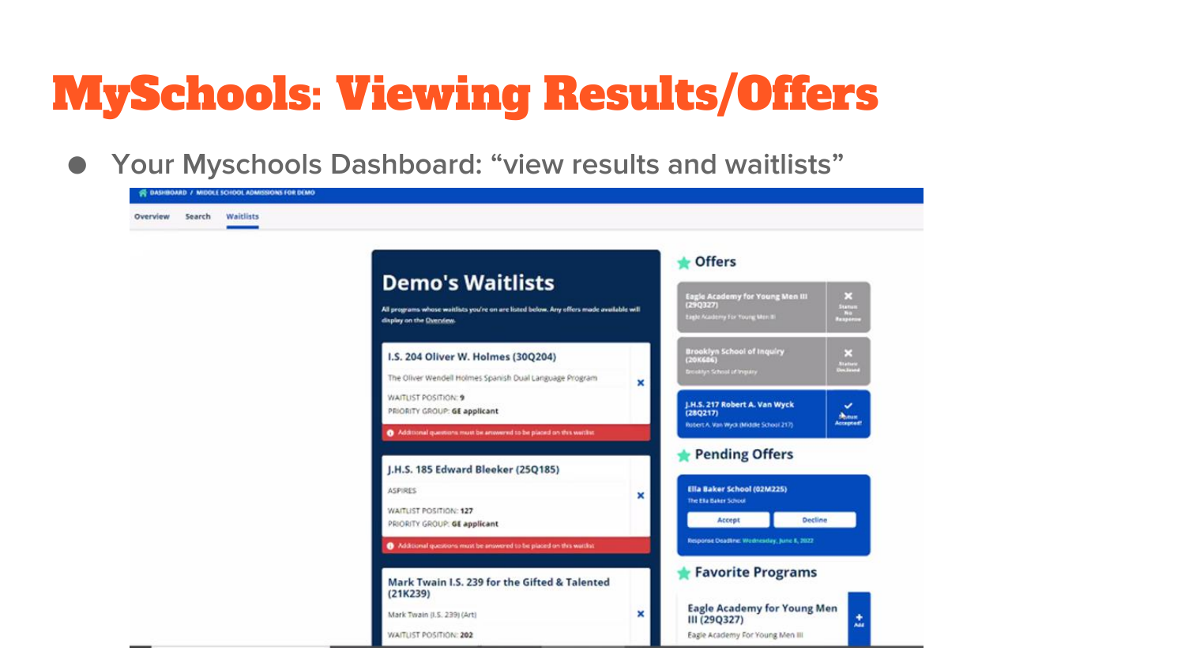# MySchools: Viewing Results/Offers

- Your Myschools Dashboard: "view results and waitlists"

DASHBOARD / MIDDLE SCHOOL ADMISSIONS FOR DEMO

Overview Search Waitlists

## Demo's Waitlists

All programs whose waitlists you're on are listed below. Any offers made available will display on the Overview.

**I.S. 204 Oliver W. Holmes (30Q204)**
The Oliver Wendell Holmes Spanish Dual Language Program
WAITLIST POSITION: **9**
PRIORITY GROUP: **GE applicant**
Additional questions must be answered to be placed on this waitlist

**J.H.S. 185 Edward Bleeker (25Q185)**
ASPIRES
WAITLIST POSITION: **127**
PRIORITY GROUP: **GE applicant**
Additional questions must be answered to be placed on this waitlist

**Mark Twain I.S. 239 for the Gifted & Talented (21K239)**
Mark Twain (I.S. 239) (Art)
WAITLIST POSITION: **202**

## Offers

**Eagle Academy for Young Men III (29Q327)**
Eagle Academy For Young Men III
Status: No Response

**Brooklyn School of Inquiry (20K686)**
Brooklyn School of Inquiry
Status: Declined

**J.H.S. 217 Robert A. Van Wyck (28Q217)**
Robert A. Van Wyck (Middle School 217)
Status: Accepted!

## Pending Offers

**Ella Baker School (02M225)**
The Ella Baker School
Accept | Decline
Response Deadline: Wednesday, June 8, 2022

## Favorite Programs

**Eagle Academy for Young Men III (29Q327)**
Eagle Academy For Young Men III
Add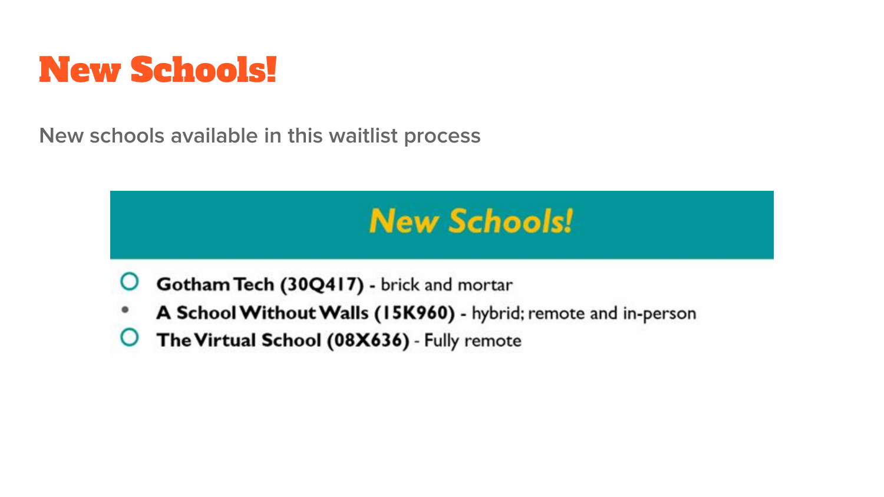# New Schools!

New schools available in this waitlist process

## New Schools!

- **Gotham Tech (30Q417)** - brick and mortar
- **A School Without Walls (15K960)** - hybrid; remote and in-person
- **The Virtual School (08X636)** - Fully remote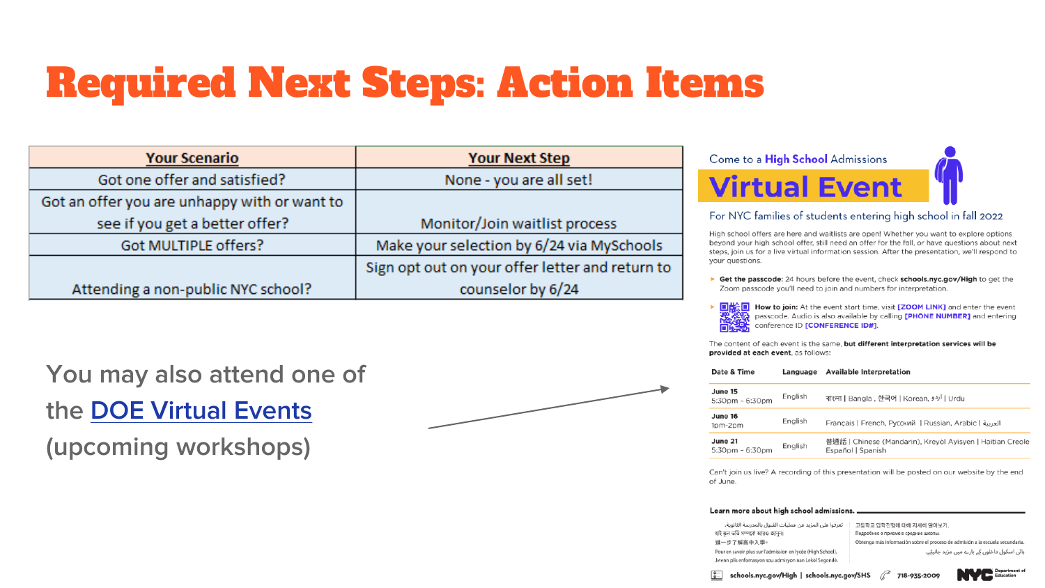# Required Next Steps: Action Items

| Your Scenario | Your Next Step |
| --- | --- |
| Got one offer and satisfied? | None - you are all set! |
| Got an offer you are unhappy with or want to see if you get a better offer? | Monitor/Join waitlist process |
| Got MULTIPLE offers? | Make your selection by 6/24 via MySchools |
| Attending a non-public NYC school? | Sign opt out on your offer letter and return to counselor by 6/24 |

You may also attend one of the DOE Virtual Events (upcoming workshops)

Come to a **High School** Admissions

## Virtual Event

For NYC families of students entering high school in fall 2022

High school offers are here and waitlists are open! Whether you want to explore options beyond your high school offer, still need an offer for the fall, or have questions about next steps, join us for a live virtual information session. After the presentation, we'll respond to your questions.

- **Get the passcode:** 24 hours before the event, check **schools.nyc.gov/High** to get the Zoom passcode you'll need to join and numbers for interpretation.
- **How to join:** At the event start time, visit **[ZOOM LINK]** and enter the event passcode. Audio is also available by calling **[PHONE NUMBER]** and entering conference ID **[CONFERENCE ID#]**.

The content of each event is the same, **but different interpretation services will be provided at each event**, as follows:

| Date & Time | Language | Available Interpretation |
| --- | --- | --- |
| **June 15** 5:30pm - 6:30pm | English | বাংলা \| Bangla , 한국어 \| Korean, اردو \| Urdu |
| **June 16** 1pm-2pm | English | Français \| French, Русский \| Russian, Arabic \| العربية |
| **June 21** 5:30pm - 6:30pm | English | 普通話 \| Chinese (Mandarin), Kreyòl Ayisyen \| Haitian Creole Español \| Spanish |

Can't join us live? A recording of this presentation will be posted on our website by the end of June.

**Learn more about high school admissions.**

تعرفوا على المزيد عن عمليات القبول بالمدرسة الثانوية.
হাই স্কুল ভর্তি সম্পর্কে জানতে আরও জানুন।
進一步了解高中入學。
Pour en savoir plus sur l'admission en lycée (High School).
Jwenn plis enfòmasyon sou admisyon nan Lekòl Segondè.
고등학교 입학 진행에 대해 자세히 알아보기.
Подробнее о приеме в среднюю школу.
Obtenga más información sobre el proceso de admisión a la escuela secundaria.
ہائی اسکول داخلوں کے بارے میں مزید جانیے

schools.nyc.gov/High | schools.nyc.gov/SHS | 718-935-2009

NYC Department of Education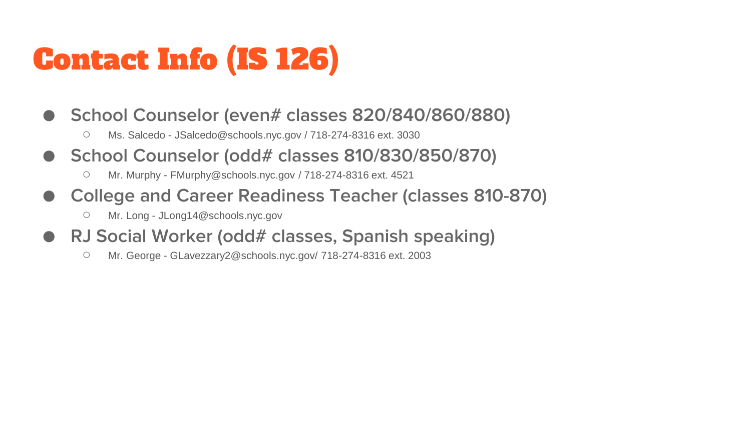# Contact Info (IS 126)

- School Counselor (even# classes 820/840/860/880)
  - Ms. Salcedo - JSalcedo@schools.nyc.gov / 718-274-8316 ext. 3030
- School Counselor (odd# classes 810/830/850/870)
  - Mr. Murphy - FMurphy@schools.nyc.gov / 718-274-8316 ext. 4521
- College and Career Readiness Teacher (classes 810-870)
  - Mr. Long - JLong14@schools.nyc.gov
- RJ Social Worker (odd# classes, Spanish speaking)
  - Mr. George - GLavezzary2@schools.nyc.gov/ 718-274-8316 ext. 2003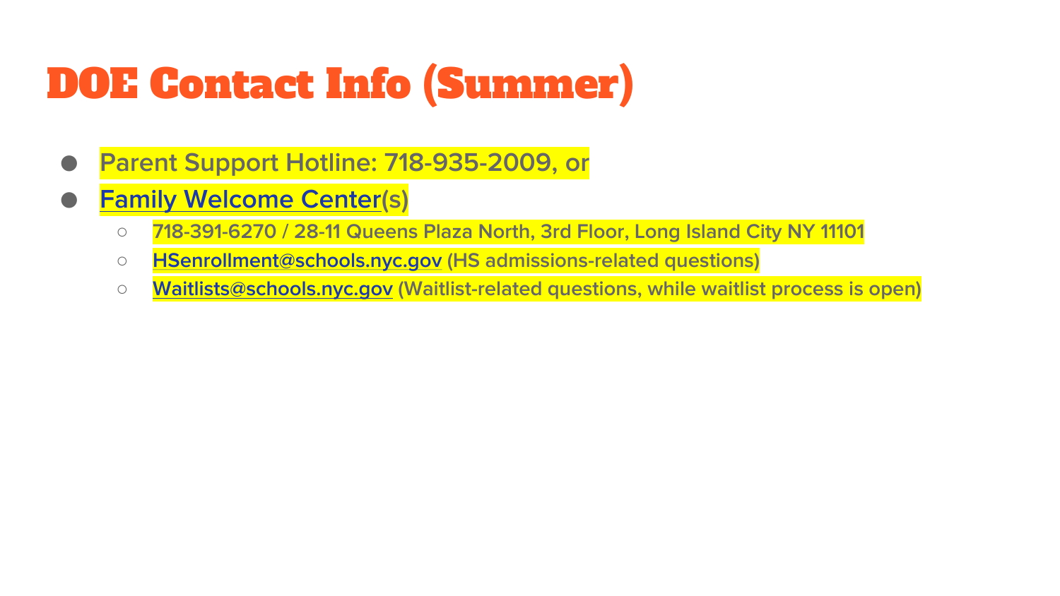# DOE Contact Info (Summer)

- Parent Support Hotline: 718-935-2009, or
- Family Welcome Center(s)
  - 718-391-6270 / 28-11 Queens Plaza North, 3rd Floor, Long Island City NY 11101
  - HSenrollment@schools.nyc.gov (HS admissions-related questions)
  - Waitlists@schools.nyc.gov (Waitlist-related questions, while waitlist process is open)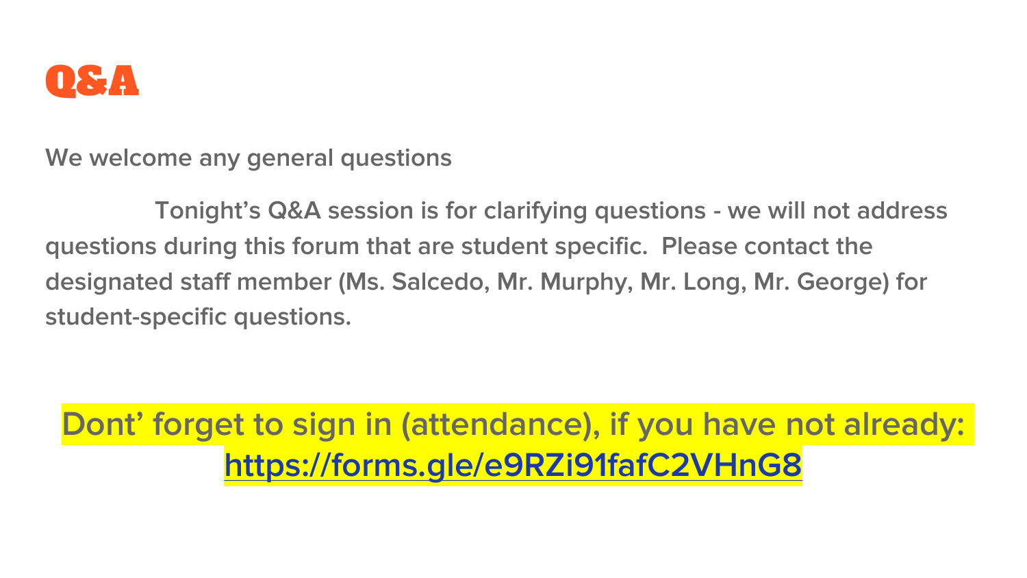# Q&A

We welcome any general questions

Tonight's Q&A session is for clarifying questions - we will not address questions during this forum that are student specific. Please contact the designated staff member (Ms. Salcedo, Mr. Murphy, Mr. Long, Mr. George) for student-specific questions.

**Dont' forget to sign in (attendance), if you have not already:**
**https://forms.gle/e9RZi91fafC2VHnG8**